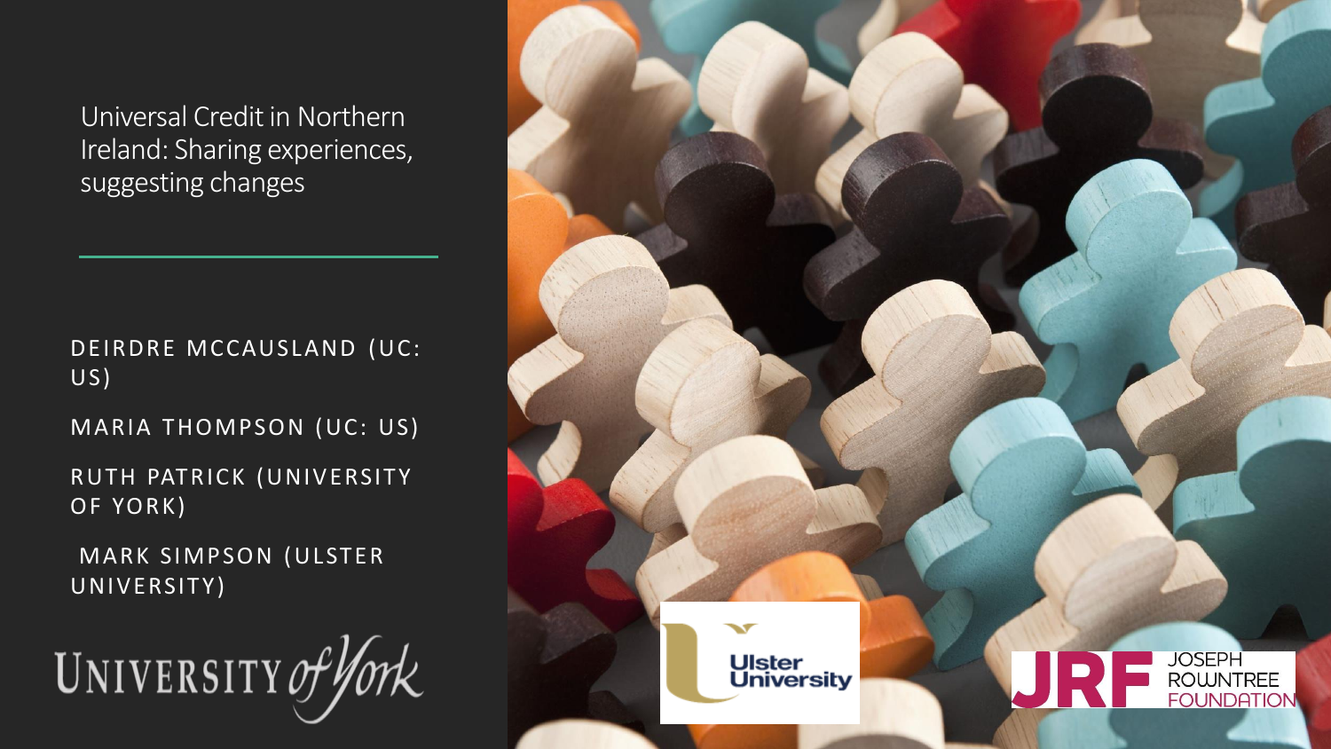# Universal Credit in Northern Ireland: Sharing experiences, suggesting changes

DEIRDRE MCCAUSLAND (UC: US)

MARIA THOMPSON (UC: US)

RUTH PATRICK (UNIVERSITY OF YORK)

MARK SIMPSON (ULSTER UNIVERSITY)

UNIVERSITY of York

Ulster University

JRF JOSEPH ROWNTREE FOUNDATION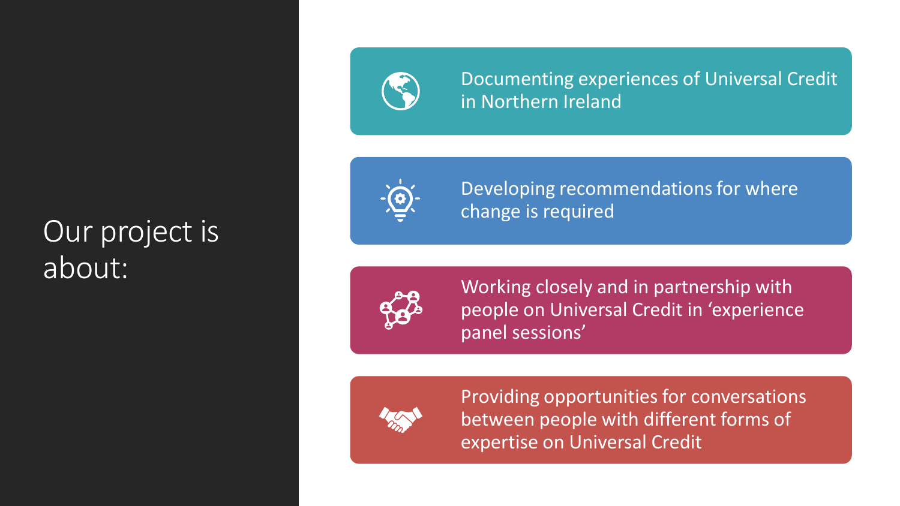# Our project is about:

- Documenting experiences of Universal Credit in Northern Ireland
- Developing recommendations for where change is required
- Working closely and in partnership with people on Universal Credit in 'experience panel sessions'
- Providing opportunities for conversations between people with different forms of expertise on Universal Credit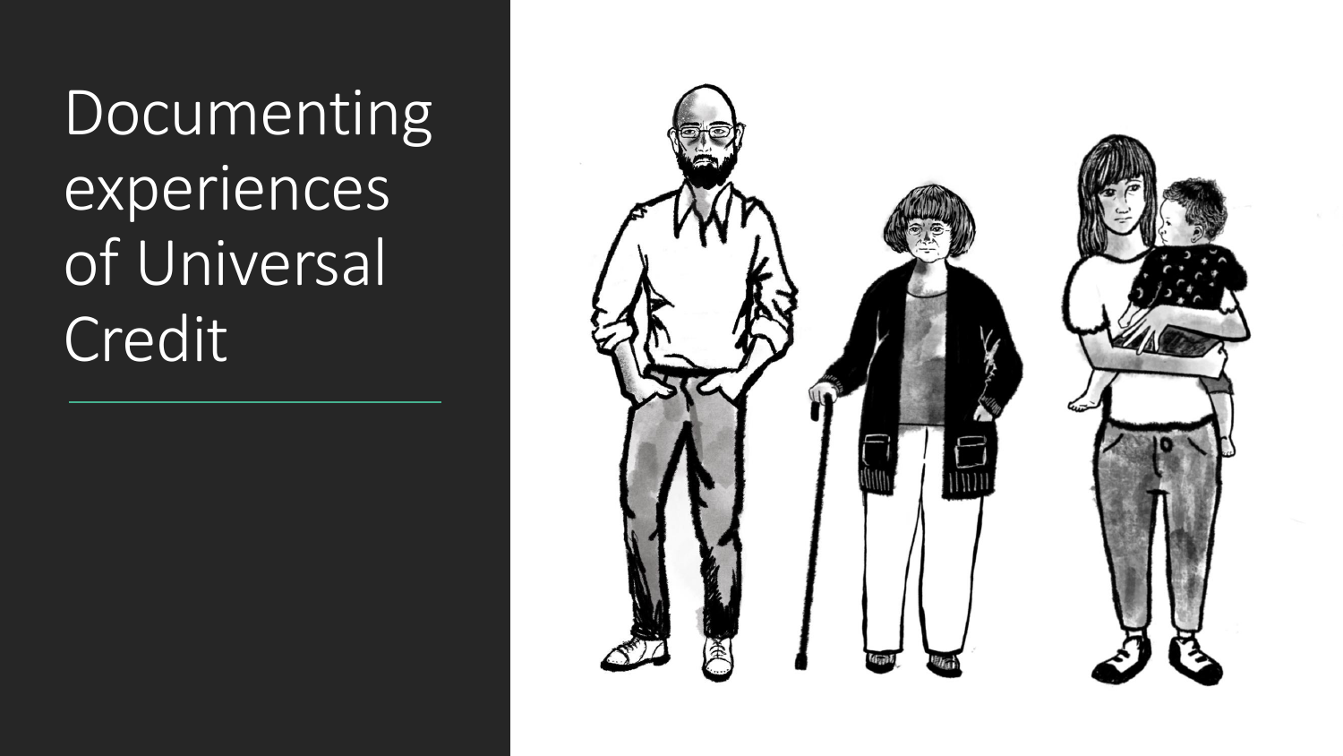# Documenting experiences of Universal Credit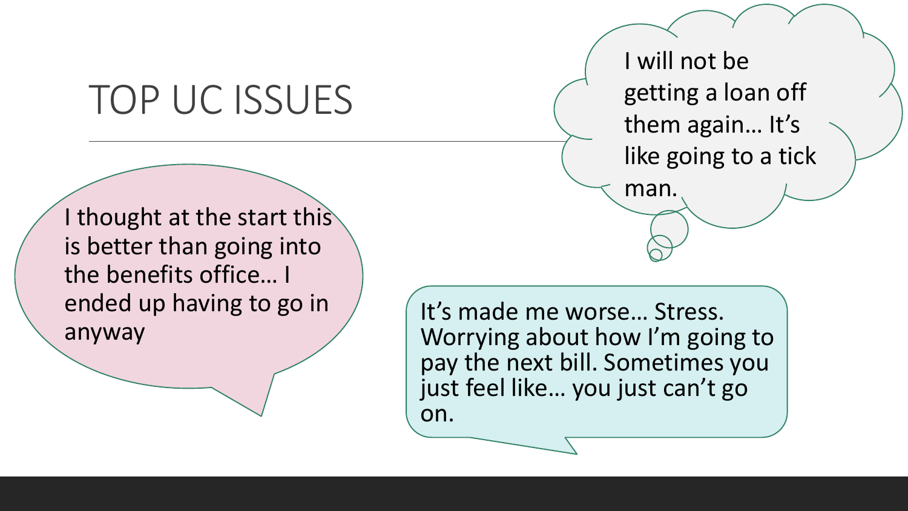# TOP UC ISSUES

I will not be getting a loan off them again… It's like going to a tick man.

I thought at the start this is better than going into the benefits office… I ended up having to go in anyway

It's made me worse… Stress. Worrying about how I'm going to pay the next bill. Sometimes you just feel like… you just can't go on.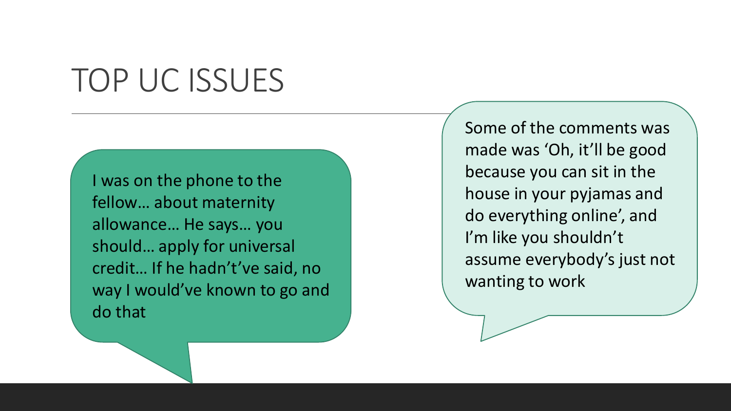# TOP UC ISSUES

I was on the phone to the fellow… about maternity allowance… He says… you should… apply for universal credit… If he hadn't've said, no way I would've known to go and do that

Some of the comments was made was 'Oh, it'll be good because you can sit in the house in your pyjamas and do everything online', and I'm like you shouldn't assume everybody's just not wanting to work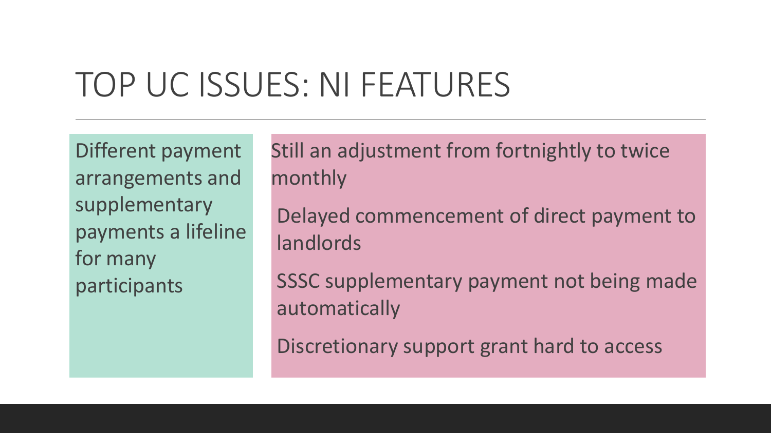# TOP UC ISSUES: NI FEATURES

Different payment arrangements and supplementary payments a lifeline for many participants

Still an adjustment from fortnightly to twice monthly

Delayed commencement of direct payment to landlords

SSSC supplementary payment not being made automatically

Discretionary support grant hard to access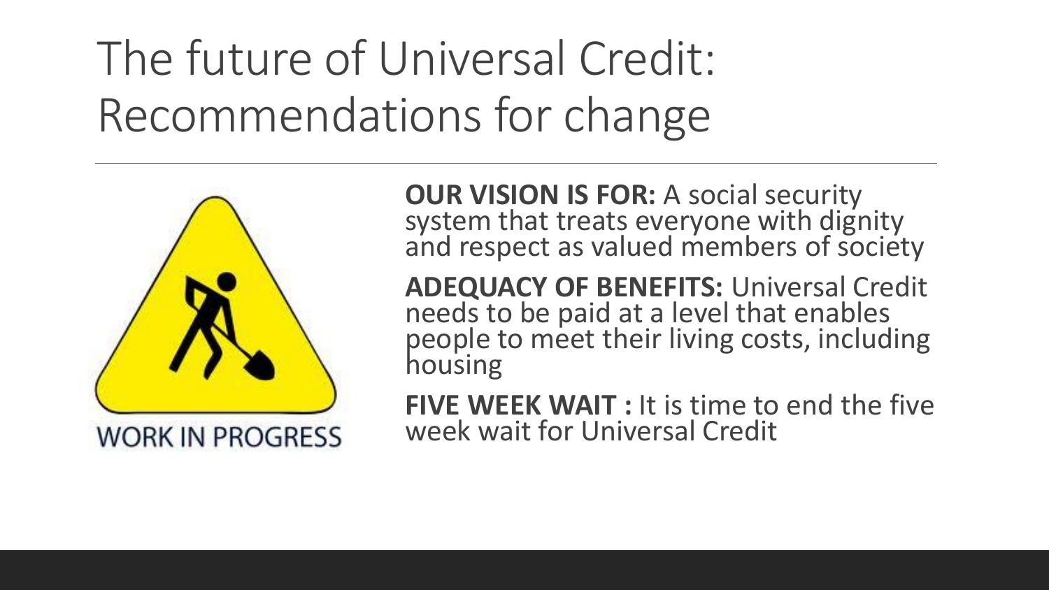# The future of Universal Credit: Recommendations for change

WORK IN PROGRESS

**OUR VISION IS FOR:** A social security system that treats everyone with dignity and respect as valued members of society

**ADEQUACY OF BENEFITS:** Universal Credit needs to be paid at a level that enables people to meet their living costs, including housing

**FIVE WEEK WAIT :** It is time to end the five week wait for Universal Credit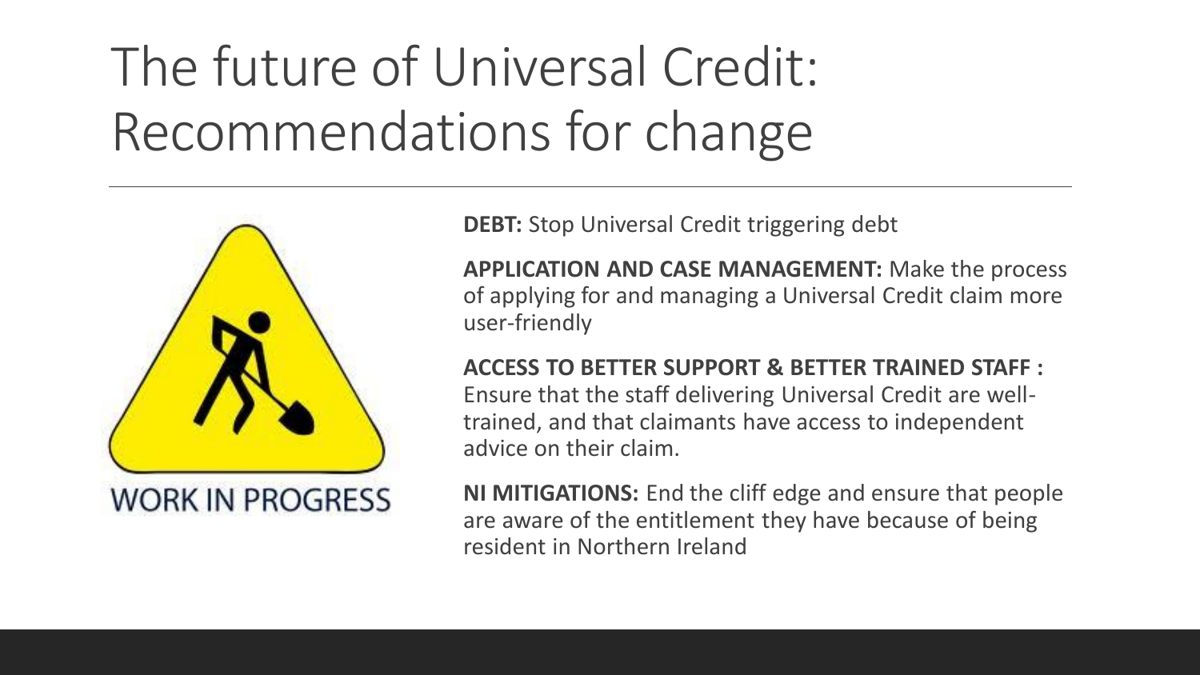# The future of Universal Credit: Recommendations for change

WORK IN PROGRESS

**DEBT:** Stop Universal Credit triggering debt

**APPLICATION AND CASE MANAGEMENT:** Make the process of applying for and managing a Universal Credit claim more user-friendly

**ACCESS TO BETTER SUPPORT & BETTER TRAINED STAFF :** Ensure that the staff delivering Universal Credit are well-trained, and that claimants have access to independent advice on their claim.

**NI MITIGATIONS:** End the cliff edge and ensure that people are aware of the entitlement they have because of being resident in Northern Ireland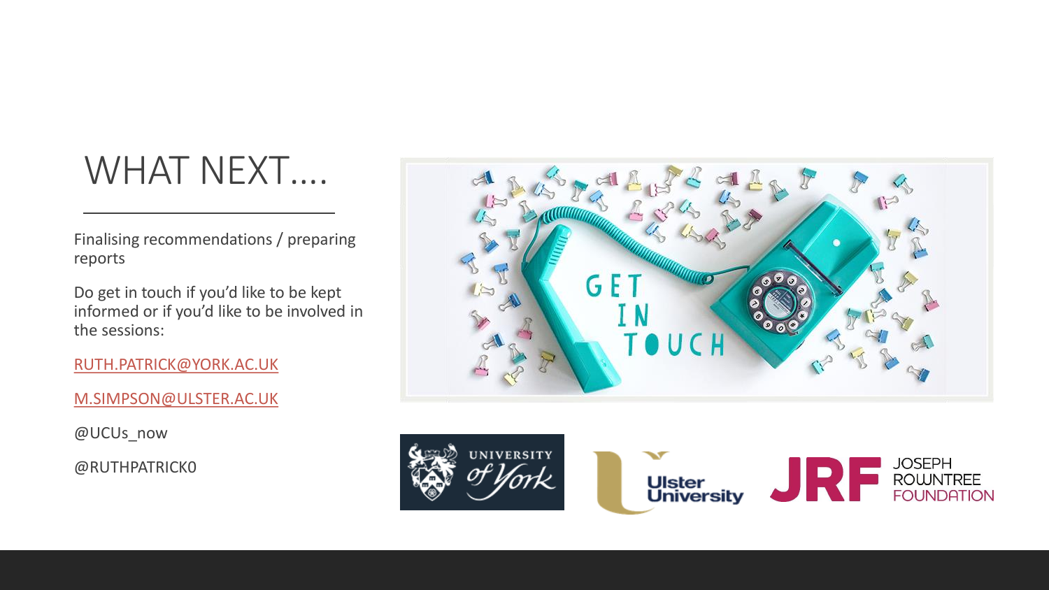# WHAT NEXT….

Finalising recommendations / preparing reports

Do get in touch if you'd like to be kept informed or if you'd like to be involved in the sessions:

RUTH.PATRICK@YORK.AC.UK

M.SIMPSON@ULSTER.AC.UK

@UCUs_now

@RUTHPATRICK0